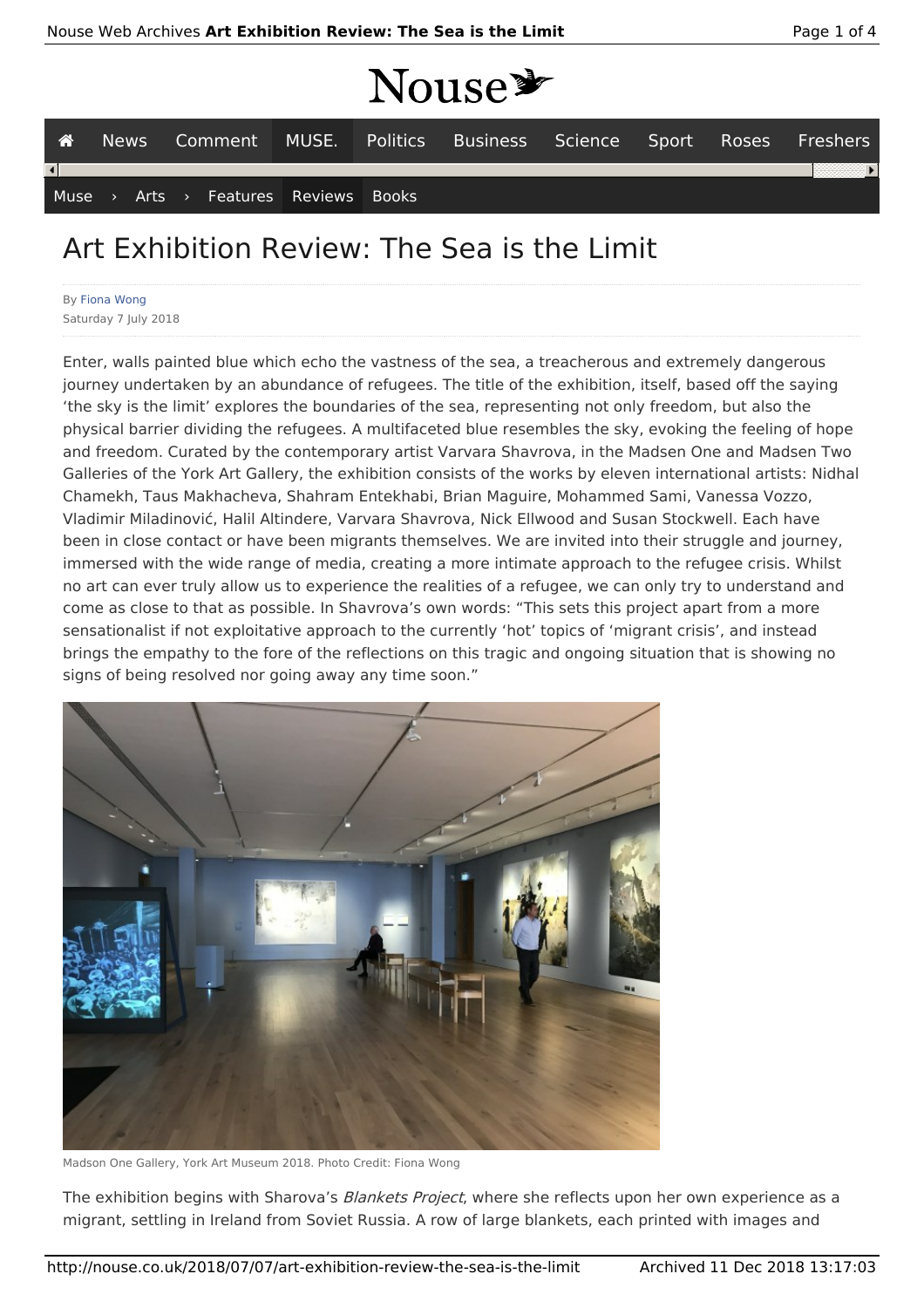# Art Exhibition Review: The Sea is the Limit

By Fiona Wong
Saturday 7 July 2018

Enter, walls painted blue which echo the vastness of the sea, a treacherous and extremely dangerous journey undertaken by an abundance of refugees. The title of the exhibition, itself, based off the saying 'the sky is the limit' explores the boundaries of the sea, representing not only freedom, but also the physical barrier dividing the refugees. A multifaceted blue resembles the sky, evoking the feeling of hope and freedom. Curated by the contemporary artist Varvara Shavrova, in the Madsen One and Madsen Two Galleries of the York Art Gallery, the exhibition consists of the works by eleven international artists: Nidhal Chamekh, Taus Makhacheva, Shahram Entekhabi, Brian Maguire, Mohammed Sami, Vanessa Vozzo, Vladimir Miladinović, Halil Altindere, Varvara Shavrova, Nick Ellwood and Susan Stockwell. Each have been in close contact or have been migrants themselves. We are invited into their struggle and journey, immersed with the wide range of media, creating a more intimate approach to the refugee crisis. Whilst no art can ever truly allow us to experience the realities of a refugee, we can only try to understand and come as close to that as possible. In Shavrova's own words: "This sets this project apart from a more sensationalist if not exploitative approach to the currently 'hot' topics of 'migrant crisis', and instead brings the empathy to the fore of the reflections on this tragic and ongoing situation that is showing no signs of being resolved nor going away any time soon."

Madson One Gallery, York Art Museum 2018. Photo Credit: Fiona Wong

The exhibition begins with Sharova's *Blankets Project*, where she reflects upon her own experience as a migrant, settling in Ireland from Soviet Russia. A row of large blankets, each printed with images and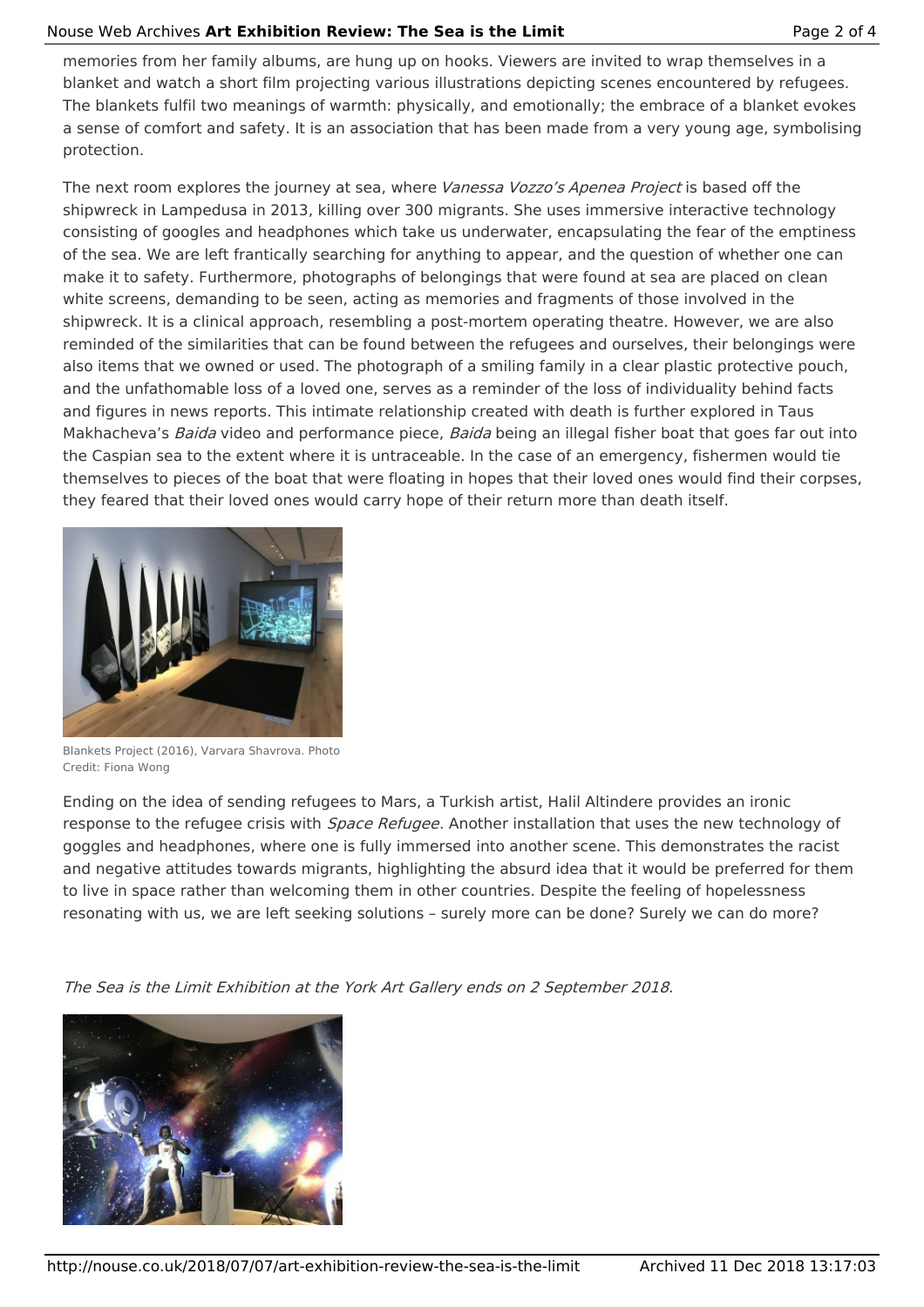memories from her family albums, are hung up on hooks. Viewers are invited to wrap themselves in a blanket and watch a short film projecting various illustrations depicting scenes encountered by refugees. The blankets fulfil two meanings of warmth: physically, and emotionally; the embrace of a blanket evokes a sense of comfort and safety. It is an association that has been made from a very young age, symbolising protection.

The next room explores the journey at sea, where *Vanessa Vozzo's Apenea Project* is based off the shipwreck in Lampedusa in 2013, killing over 300 migrants. She uses immersive interactive technology consisting of googles and headphones which take us underwater, encapsulating the fear of the emptiness of the sea. We are left frantically searching for anything to appear, and the question of whether one can make it to safety. Furthermore, photographs of belongings that were found at sea are placed on clean white screens, demanding to be seen, acting as memories and fragments of those involved in the shipwreck. It is a clinical approach, resembling a post-mortem operating theatre. However, we are also reminded of the similarities that can be found between the refugees and ourselves, their belongings were also items that we owned or used. The photograph of a smiling family in a clear plastic protective pouch, and the unfathomable loss of a loved one, serves as a reminder of the loss of individuality behind facts and figures in news reports. This intimate relationship created with death is further explored in Taus Makhacheva's *Baida* video and performance piece, *Baida* being an illegal fisher boat that goes far out into the Caspian sea to the extent where it is untraceable. In the case of an emergency, fishermen would tie themselves to pieces of the boat that were floating in hopes that their loved ones would find their corpses, they feared that their loved ones would carry hope of their return more than death itself.

Blankets Project (2016), Varvara Shavrova. Photo Credit: Fiona Wong

Ending on the idea of sending refugees to Mars, a Turkish artist, Halil Altindere provides an ironic response to the refugee crisis with *Space Refugee*. Another installation that uses the new technology of goggles and headphones, where one is fully immersed into another scene. This demonstrates the racist and negative attitudes towards migrants, highlighting the absurd idea that it would be preferred for them to live in space rather than welcoming them in other countries. Despite the feeling of hopelessness resonating with us, we are left seeking solutions – surely more can be done? Surely we can do more?

*The Sea is the Limit Exhibition at the York Art Gallery ends on 2 September 2018.*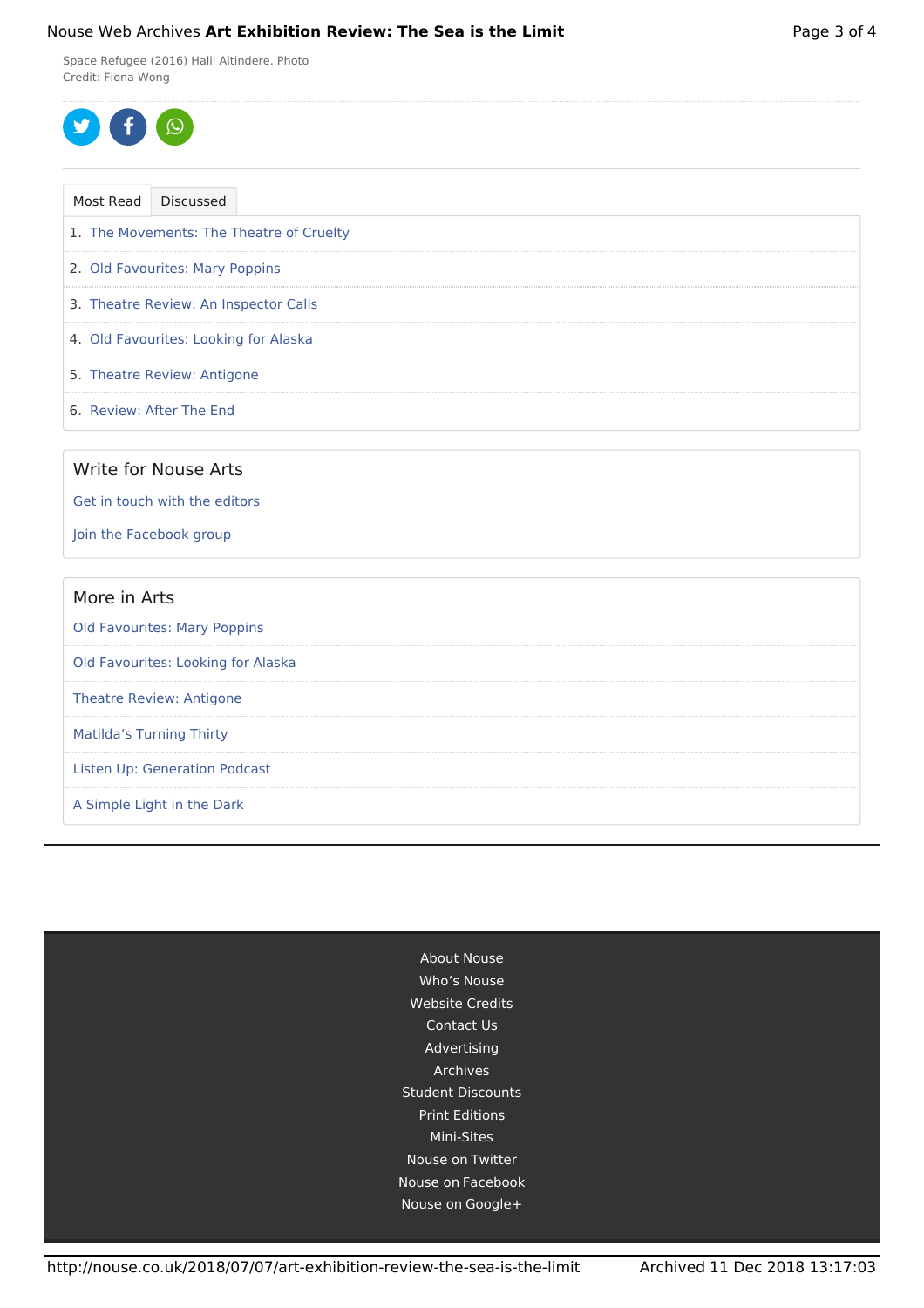Space Refugee (2016) Halil Altindere. Photo Credit: Fiona Wong

Most Read | Discussed

1. The Movements: The Theatre of Cruelty
2. Old Favourites: Mary Poppins
3. Theatre Review: An Inspector Calls
4. Old Favourites: Looking for Alaska
5. Theatre Review: Antigone
6. Review: After The End

## Write for Nouse Arts

Get in touch with the editors

Join the Facebook group

## More in Arts

Old Favourites: Mary Poppins

Old Favourites: Looking for Alaska

Theatre Review: Antigone

Matilda's Turning Thirty

Listen Up: Generation Podcast

A Simple Light in the Dark

About Nouse
Who's Nouse
Website Credits
Contact Us
Advertising
Archives
Student Discounts
Print Editions
Mini-Sites
Nouse on Twitter
Nouse on Facebook
Nouse on Google+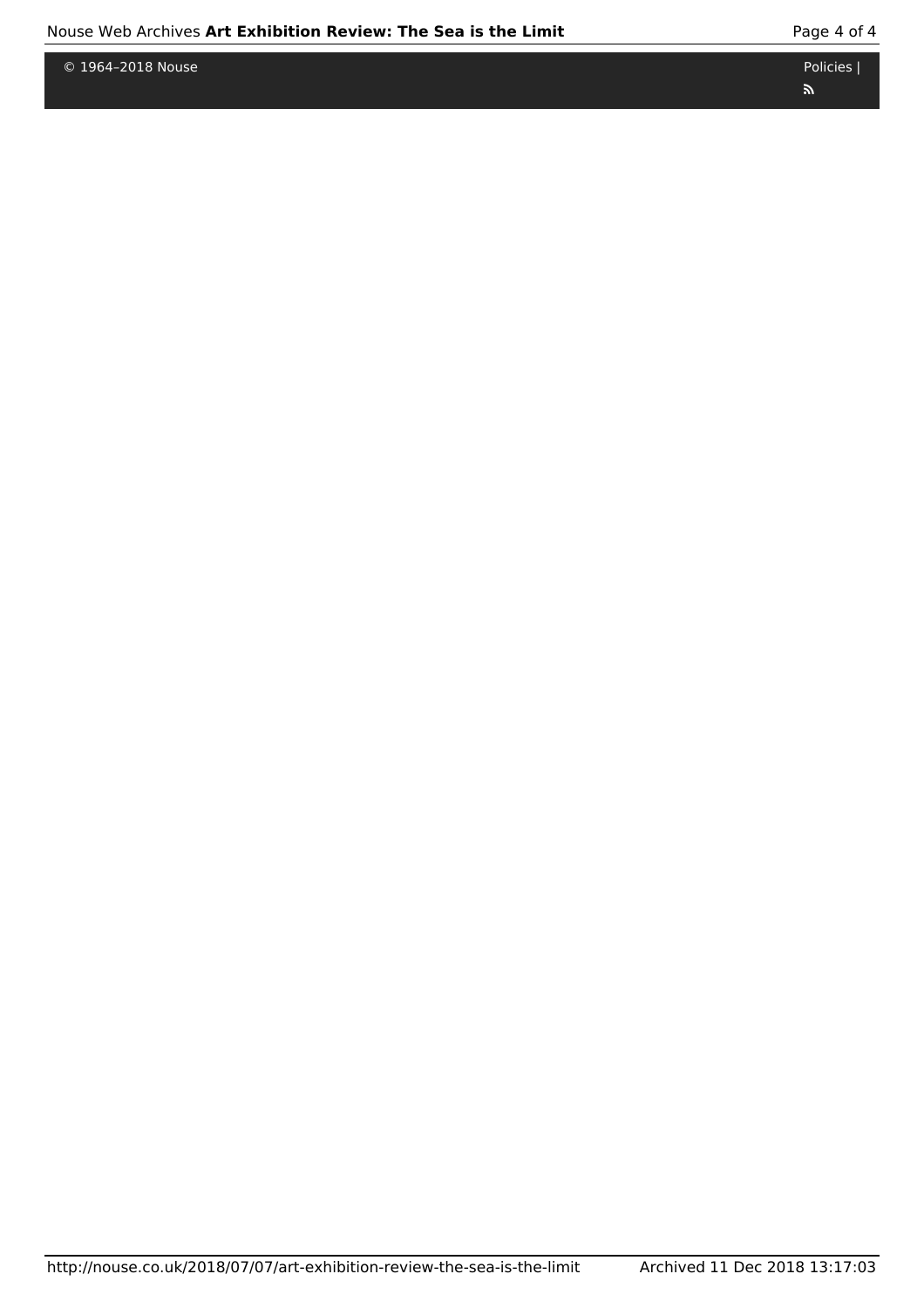© 1964–2018 Nouse

Policies |